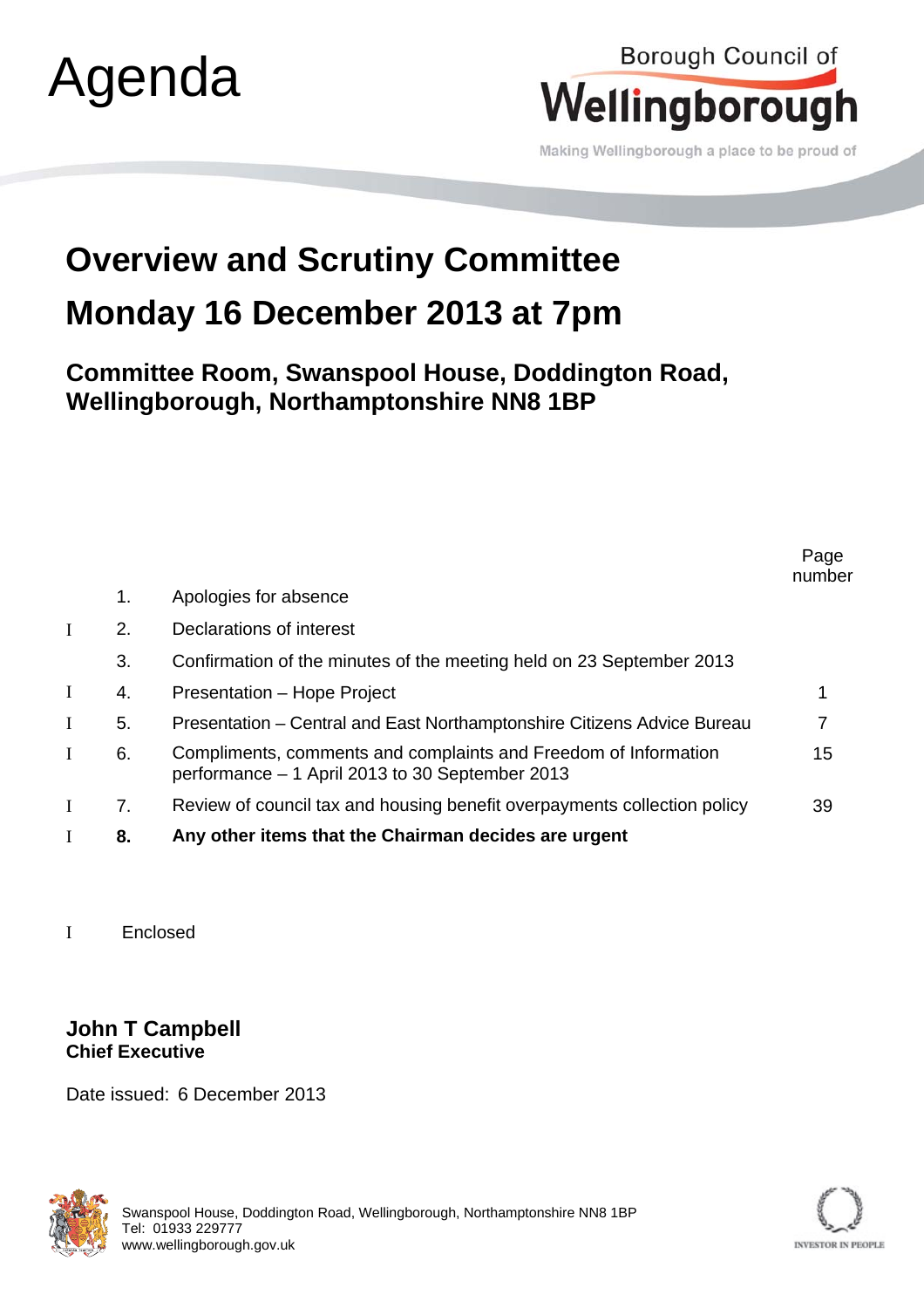# Agenda

Borough Council of **Wellingborough**

Making Wellingborough a place to be proud of

## Overview and Scrutiny Committee

## Monday 16 December 2013 at 7pm

### Committee Room, Swanspool House, Doddington Road, Wellingborough, Northamptonshire NN8 1BP

| | | | Page number |
|---|---|---|---|
| | 1. | Apologies for absence | |
| I | 2. | Declarations of interest | |
| | 3. | Confirmation of the minutes of the meeting held on 23 September 2013 | |
| I | 4. | Presentation – Hope Project | 1 |
| I | 5. | Presentation – Central and East Northamptonshire Citizens Advice Bureau | 7 |
| I | 6. | Compliments, comments and complaints and Freedom of Information performance – 1 April 2013 to 30 September 2013 | 15 |
| I | 7. | Review of council tax and housing benefit overpayments collection policy | 39 |
| I | **8.** | **Any other items that the Chairman decides are urgent** | |

I Enclosed

**John T Campbell**
**Chief Executive**

Date issued: 6 December 2013

Swanspool House, Doddington Road, Wellingborough, Northamptonshire NN8 1BP
Tel: 01933 229777
www.wellingborough.gov.uk

INVESTOR IN PEOPLE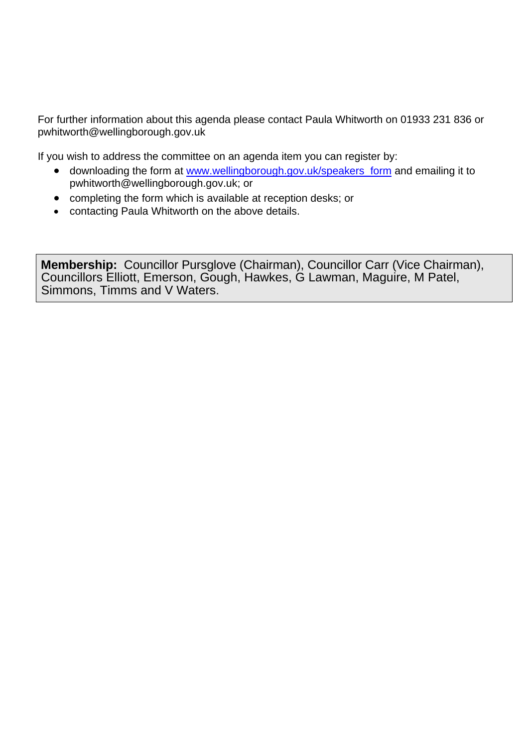For further information about this agenda please contact Paula Whitworth on 01933 231 836 or pwhitworth@wellingborough.gov.uk

If you wish to address the committee on an agenda item you can register by:

- downloading the form at [www.wellingborough.gov.uk/speakers_form](www.wellingborough.gov.uk/speakers_form) and emailing it to pwhitworth@wellingborough.gov.uk; or
- completing the form which is available at reception desks; or
- contacting Paula Whitworth on the above details.

**Membership:** Councillor Pursglove (Chairman), Councillor Carr (Vice Chairman), Councillors Elliott, Emerson, Gough, Hawkes, G Lawman, Maguire, M Patel, Simmons, Timms and V Waters.